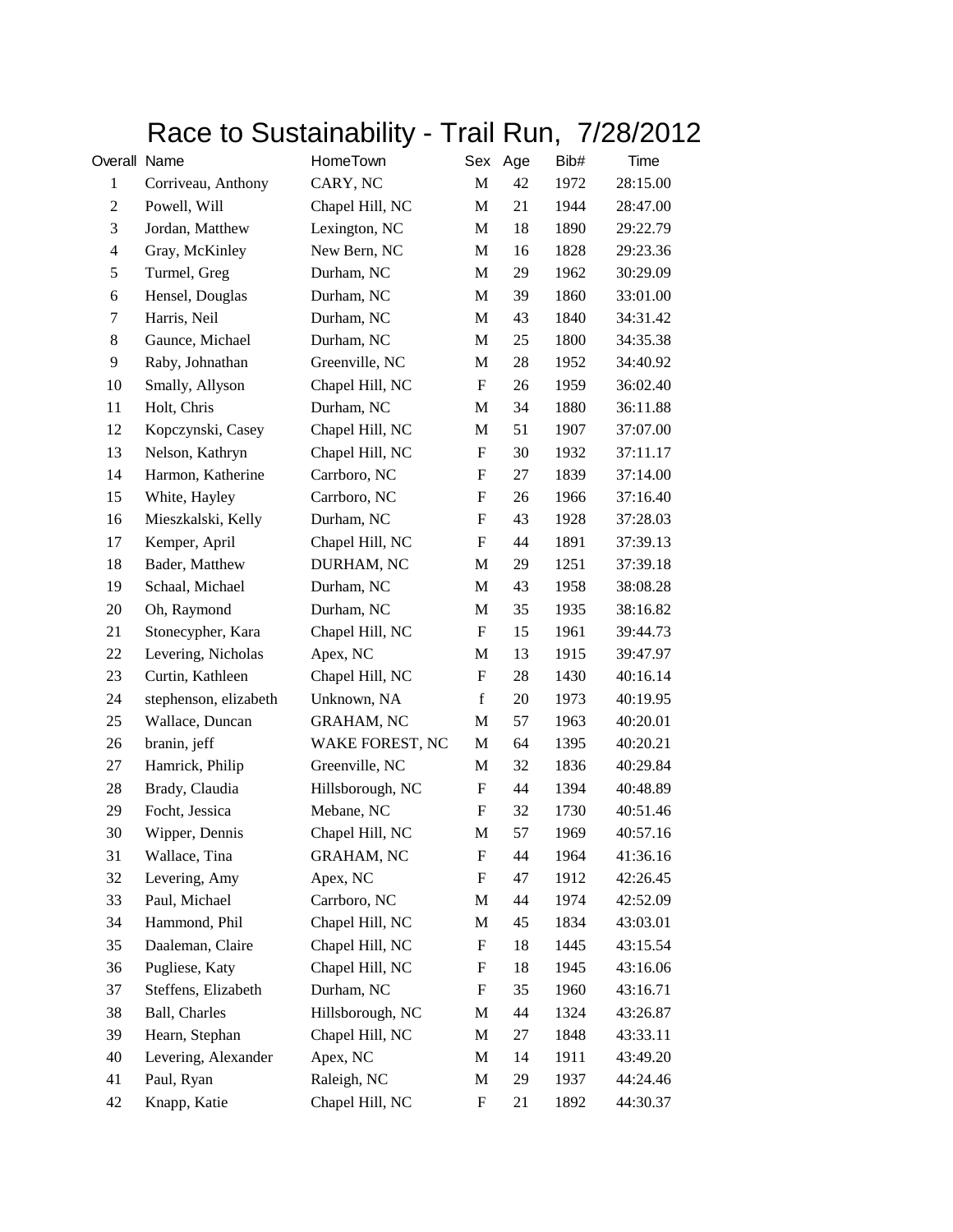# Race to Sustainability - Trail Run, 7/28/2012

| Overall | Name | HomeTown | Sex | Age | Bib# | Time |
|---|---|---|---|---|---|---|
| 1 | Corriveau, Anthony | CARY, NC | M | 42 | 1972 | 28:15.00 |
| 2 | Powell, Will | Chapel Hill, NC | M | 21 | 1944 | 28:47.00 |
| 3 | Jordan, Matthew | Lexington, NC | M | 18 | 1890 | 29:22.79 |
| 4 | Gray, McKinley | New Bern, NC | M | 16 | 1828 | 29:23.36 |
| 5 | Turmel, Greg | Durham, NC | M | 29 | 1962 | 30:29.09 |
| 6 | Hensel, Douglas | Durham, NC | M | 39 | 1860 | 33:01.00 |
| 7 | Harris, Neil | Durham, NC | M | 43 | 1840 | 34:31.42 |
| 8 | Gaunce, Michael | Durham, NC | M | 25 | 1800 | 34:35.38 |
| 9 | Raby, Johnathan | Greenville, NC | M | 28 | 1952 | 34:40.92 |
| 10 | Smally, Allyson | Chapel Hill, NC | F | 26 | 1959 | 36:02.40 |
| 11 | Holt, Chris | Durham, NC | M | 34 | 1880 | 36:11.88 |
| 12 | Kopczynski, Casey | Chapel Hill, NC | M | 51 | 1907 | 37:07.00 |
| 13 | Nelson, Kathryn | Chapel Hill, NC | F | 30 | 1932 | 37:11.17 |
| 14 | Harmon, Katherine | Carrboro, NC | F | 27 | 1839 | 37:14.00 |
| 15 | White, Hayley | Carrboro, NC | F | 26 | 1966 | 37:16.40 |
| 16 | Mieszkalski, Kelly | Durham, NC | F | 43 | 1928 | 37:28.03 |
| 17 | Kemper, April | Chapel Hill, NC | F | 44 | 1891 | 37:39.13 |
| 18 | Bader, Matthew | DURHAM, NC | M | 29 | 1251 | 37:39.18 |
| 19 | Schaal, Michael | Durham, NC | M | 43 | 1958 | 38:08.28 |
| 20 | Oh, Raymond | Durham, NC | M | 35 | 1935 | 38:16.82 |
| 21 | Stonecypher, Kara | Chapel Hill, NC | F | 15 | 1961 | 39:44.73 |
| 22 | Levering, Nicholas | Apex, NC | M | 13 | 1915 | 39:47.97 |
| 23 | Curtin, Kathleen | Chapel Hill, NC | F | 28 | 1430 | 40:16.14 |
| 24 | stephenson, elizabeth | Unknown, NA | f | 20 | 1973 | 40:19.95 |
| 25 | Wallace, Duncan | GRAHAM, NC | M | 57 | 1963 | 40:20.01 |
| 26 | branin, jeff | WAKE FOREST, NC | M | 64 | 1395 | 40:20.21 |
| 27 | Hamrick, Philip | Greenville, NC | M | 32 | 1836 | 40:29.84 |
| 28 | Brady, Claudia | Hillsborough, NC | F | 44 | 1394 | 40:48.89 |
| 29 | Focht, Jessica | Mebane, NC | F | 32 | 1730 | 40:51.46 |
| 30 | Wipper, Dennis | Chapel Hill, NC | M | 57 | 1969 | 40:57.16 |
| 31 | Wallace, Tina | GRAHAM, NC | F | 44 | 1964 | 41:36.16 |
| 32 | Levering, Amy | Apex, NC | F | 47 | 1912 | 42:26.45 |
| 33 | Paul, Michael | Carrboro, NC | M | 44 | 1974 | 42:52.09 |
| 34 | Hammond, Phil | Chapel Hill, NC | M | 45 | 1834 | 43:03.01 |
| 35 | Daaleman, Claire | Chapel Hill, NC | F | 18 | 1445 | 43:15.54 |
| 36 | Pugliese, Katy | Chapel Hill, NC | F | 18 | 1945 | 43:16.06 |
| 37 | Steffens, Elizabeth | Durham, NC | F | 35 | 1960 | 43:16.71 |
| 38 | Ball, Charles | Hillsborough, NC | M | 44 | 1324 | 43:26.87 |
| 39 | Hearn, Stephan | Chapel Hill, NC | M | 27 | 1848 | 43:33.11 |
| 40 | Levering, Alexander | Apex, NC | M | 14 | 1911 | 43:49.20 |
| 41 | Paul, Ryan | Raleigh, NC | M | 29 | 1937 | 44:24.46 |
| 42 | Knapp, Katie | Chapel Hill, NC | F | 21 | 1892 | 44:30.37 |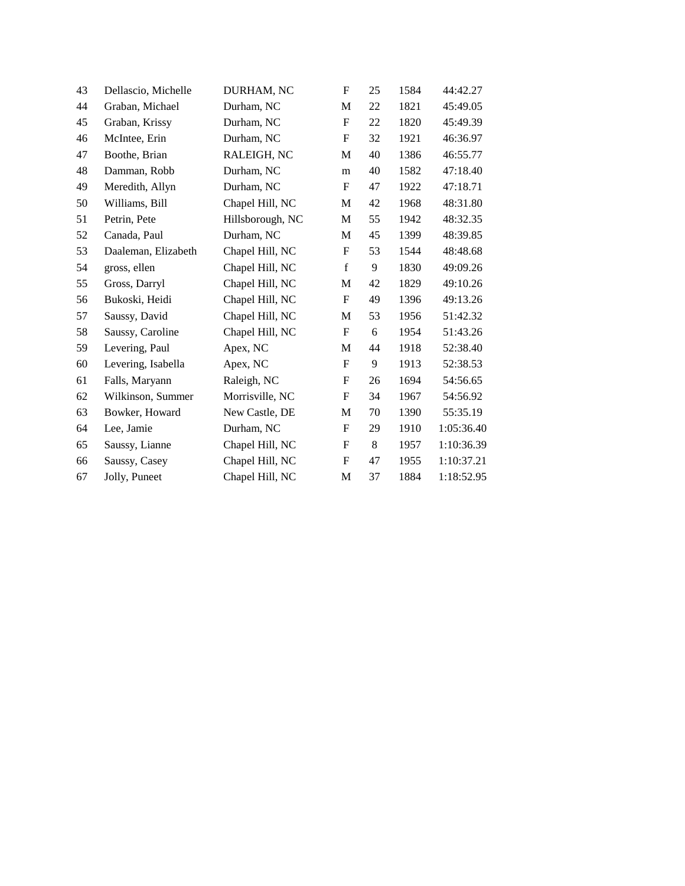| | | | | | | |
|---|---|---|---|---|---|---|
| 43 | Dellascio, Michelle | DURHAM, NC | F | 25 | 1584 | 44:42.27 |
| 44 | Graban, Michael | Durham, NC | M | 22 | 1821 | 45:49.05 |
| 45 | Graban, Krissy | Durham, NC | F | 22 | 1820 | 45:49.39 |
| 46 | McIntee, Erin | Durham, NC | F | 32 | 1921 | 46:36.97 |
| 47 | Boothe, Brian | RALEIGH, NC | M | 40 | 1386 | 46:55.77 |
| 48 | Damman, Robb | Durham, NC | m | 40 | 1582 | 47:18.40 |
| 49 | Meredith, Allyn | Durham, NC | F | 47 | 1922 | 47:18.71 |
| 50 | Williams, Bill | Chapel Hill, NC | M | 42 | 1968 | 48:31.80 |
| 51 | Petrin, Pete | Hillsborough, NC | M | 55 | 1942 | 48:32.35 |
| 52 | Canada, Paul | Durham, NC | M | 45 | 1399 | 48:39.85 |
| 53 | Daaleman, Elizabeth | Chapel Hill, NC | F | 53 | 1544 | 48:48.68 |
| 54 | gross, ellen | Chapel Hill, NC | f | 9 | 1830 | 49:09.26 |
| 55 | Gross, Darryl | Chapel Hill, NC | M | 42 | 1829 | 49:10.26 |
| 56 | Bukoski, Heidi | Chapel Hill, NC | F | 49 | 1396 | 49:13.26 |
| 57 | Saussy, David | Chapel Hill, NC | M | 53 | 1956 | 51:42.32 |
| 58 | Saussy, Caroline | Chapel Hill, NC | F | 6 | 1954 | 51:43.26 |
| 59 | Levering, Paul | Apex, NC | M | 44 | 1918 | 52:38.40 |
| 60 | Levering, Isabella | Apex, NC | F | 9 | 1913 | 52:38.53 |
| 61 | Falls, Maryann | Raleigh, NC | F | 26 | 1694 | 54:56.65 |
| 62 | Wilkinson, Summer | Morrisville, NC | F | 34 | 1967 | 54:56.92 |
| 63 | Bowker, Howard | New Castle, DE | M | 70 | 1390 | 55:35.19 |
| 64 | Lee, Jamie | Durham, NC | F | 29 | 1910 | 1:05:36.40 |
| 65 | Saussy, Lianne | Chapel Hill, NC | F | 8 | 1957 | 1:10:36.39 |
| 66 | Saussy, Casey | Chapel Hill, NC | F | 47 | 1955 | 1:10:37.21 |
| 67 | Jolly, Puneet | Chapel Hill, NC | M | 37 | 1884 | 1:18:52.95 |